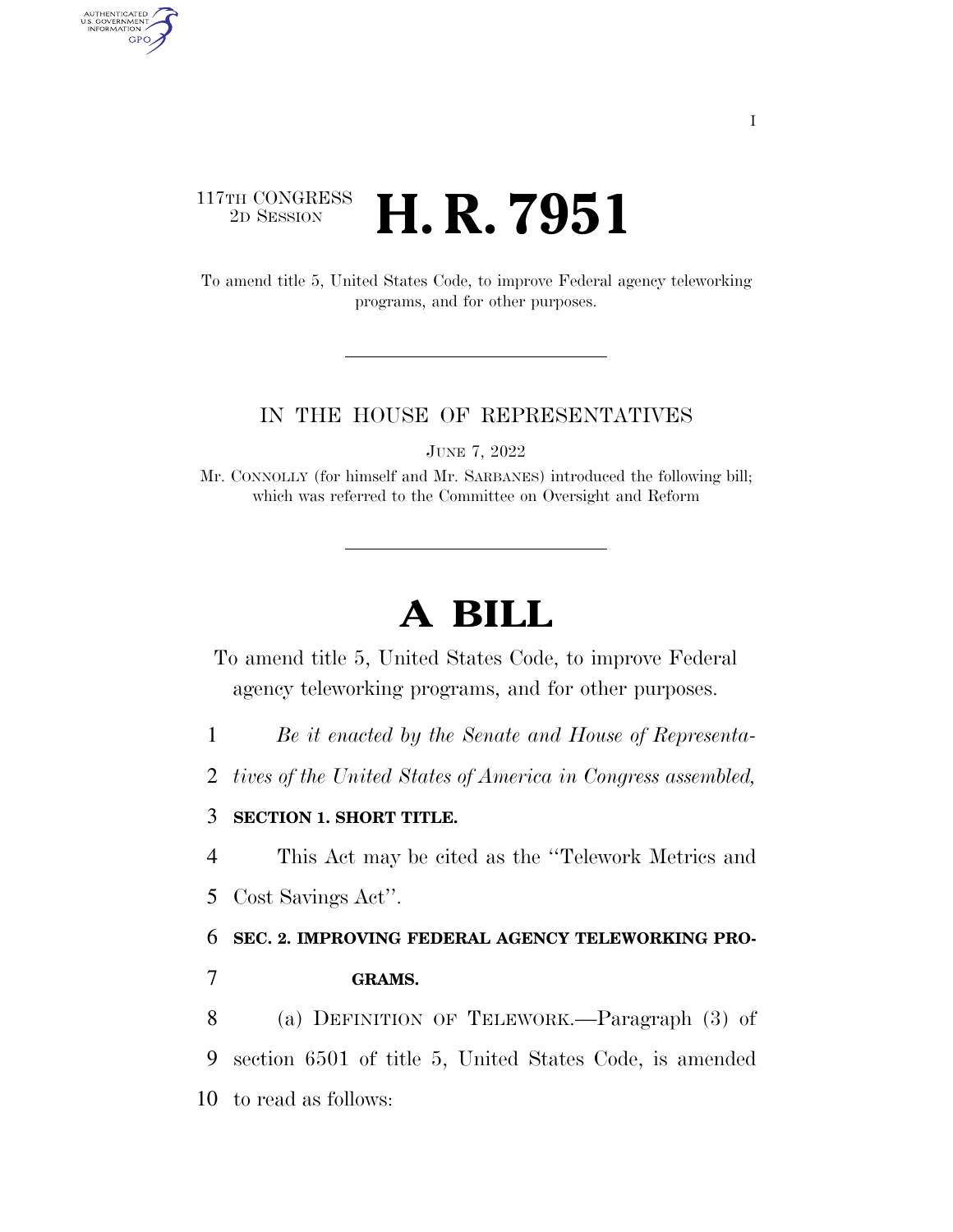117TH CONGRESS
2D SESSION

# H. R. 7951

To amend title 5, United States Code, to improve Federal agency teleworking programs, and for other purposes.

IN THE HOUSE OF REPRESENTATIVES

JUNE 7, 2022

Mr. CONNOLLY (for himself and Mr. SARBANES) introduced the following bill; which was referred to the Committee on Oversight and Reform

# A BILL

To amend title 5, United States Code, to improve Federal agency teleworking programs, and for other purposes.

*Be it enacted by the Senate and House of Representatives of the United States of America in Congress assembled,*

**SECTION 1. SHORT TITLE.**

This Act may be cited as the "Telework Metrics and Cost Savings Act".

**SEC. 2. IMPROVING FEDERAL AGENCY TELEWORKING PROGRAMS.**

(a) DEFINITION OF TELEWORK.—Paragraph (3) of section 6501 of title 5, United States Code, is amended to read as follows: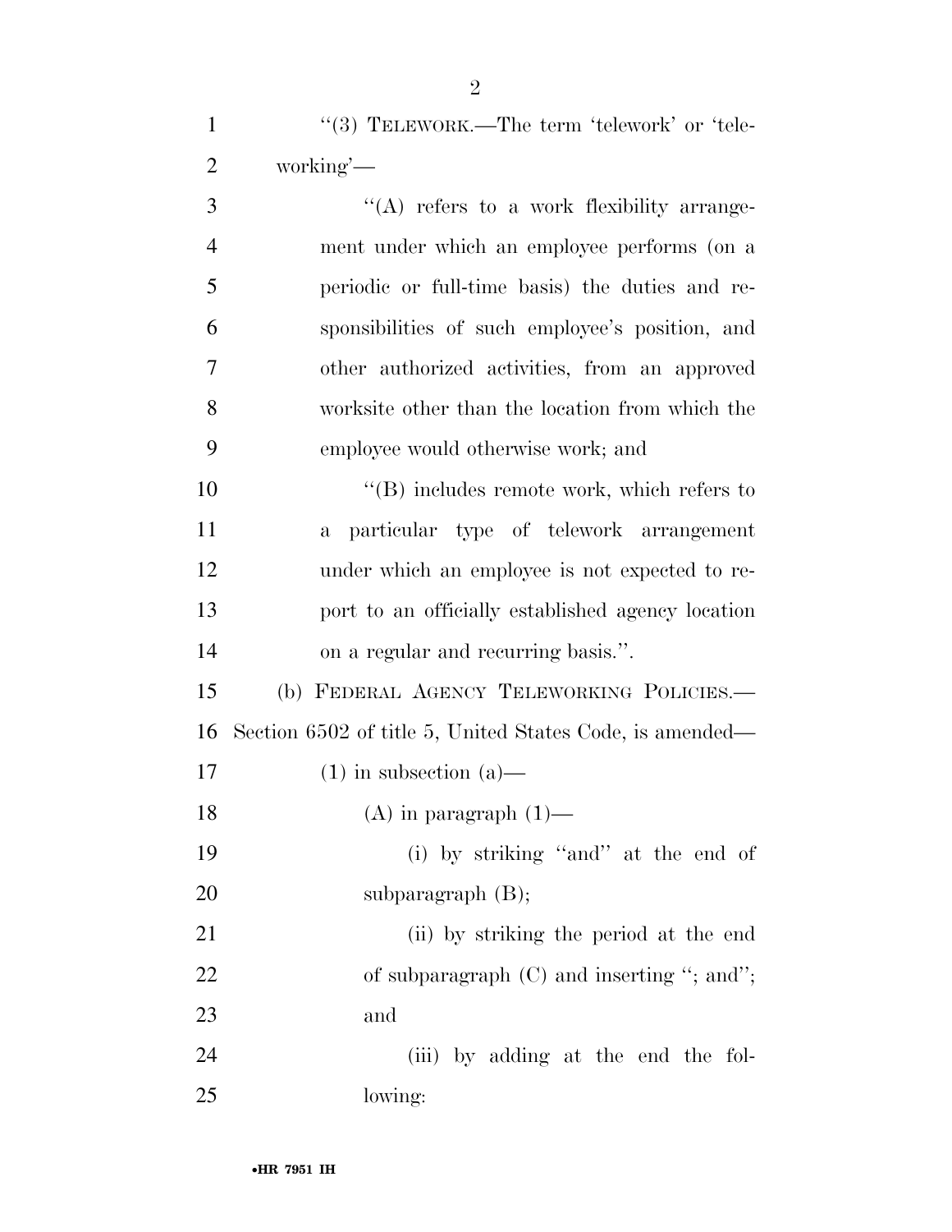"(3) TELEWORK.—The term 'telework' or 'teleworking'—

"(A) refers to a work flexibility arrangement under which an employee performs (on a periodic or full-time basis) the duties and responsibilities of such employee's position, and other authorized activities, from an approved worksite other than the location from which the employee would otherwise work; and

"(B) includes remote work, which refers to a particular type of telework arrangement under which an employee is not expected to report to an officially established agency location on a regular and recurring basis.".

(b) FEDERAL AGENCY TELEWORKING POLICIES.—Section 6502 of title 5, United States Code, is amended—

(1) in subsection (a)—

(A) in paragraph (1)—

(i) by striking "and" at the end of subparagraph (B);

(ii) by striking the period at the end of subparagraph (C) and inserting "; and"; and

(iii) by adding at the end the following: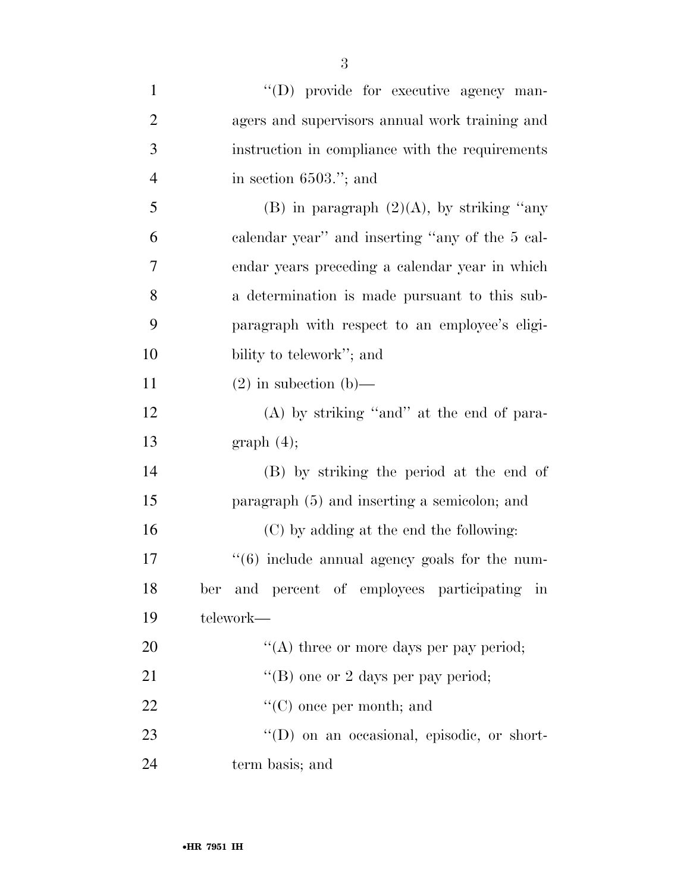''(D) provide for executive agency managers and supervisors annual work training and instruction in compliance with the requirements in section 6503.''; and

(B) in paragraph (2)(A), by striking ''any calendar year'' and inserting ''any of the 5 calendar years preceding a calendar year in which a determination is made pursuant to this subparagraph with respect to an employee's eligibility to telework''; and

(2) in subection (b)—

(A) by striking ''and'' at the end of paragraph (4);

(B) by striking the period at the end of paragraph (5) and inserting a semicolon; and

(C) by adding at the end the following:

''(6) include annual agency goals for the number and percent of employees participating in telework—

''(A) three or more days per pay period;

''(B) one or 2 days per pay period;

''(C) once per month; and

''(D) on an occasional, episodic, or short-term basis; and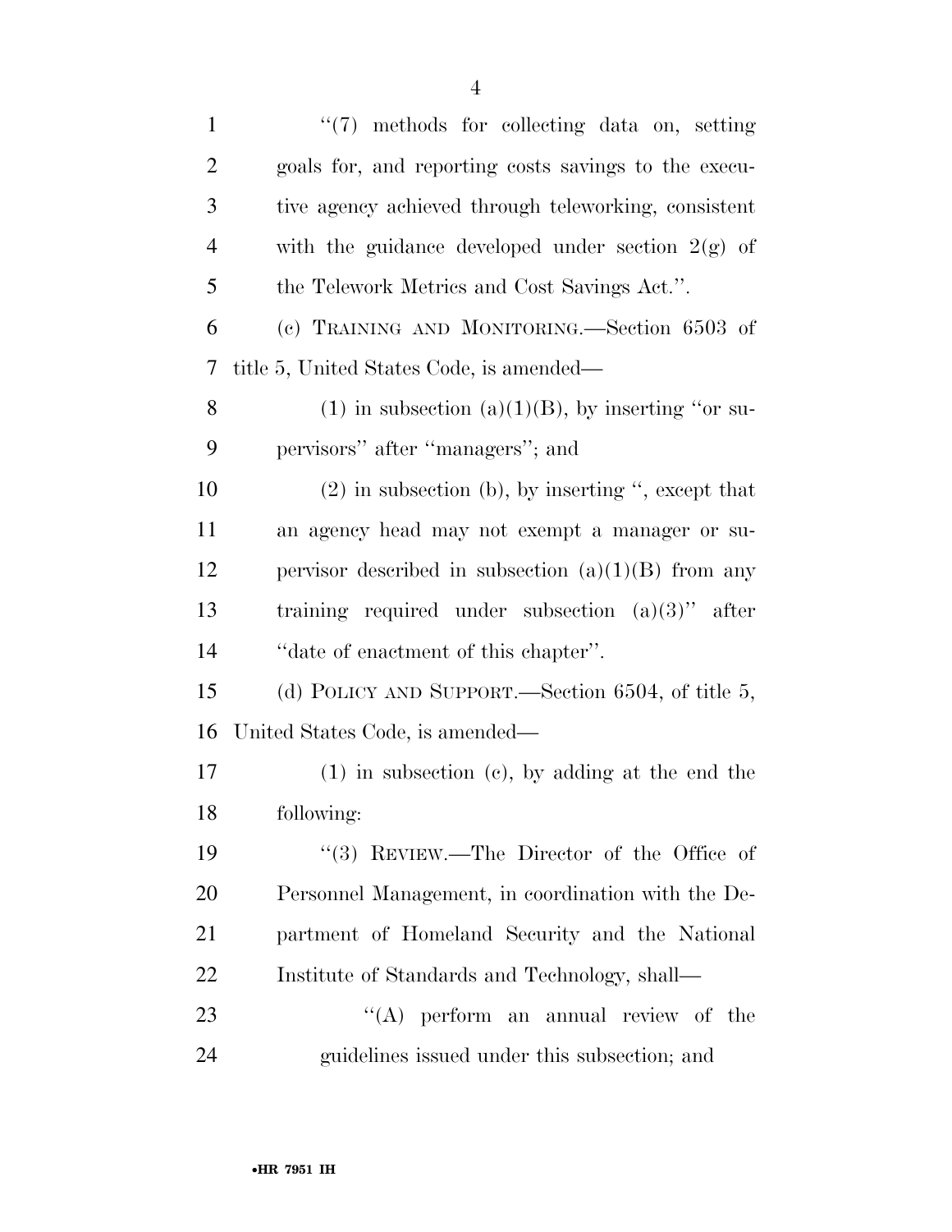"(7) methods for collecting data on, setting goals for, and reporting costs savings to the executive agency achieved through teleworking, consistent with the guidance developed under section 2(g) of the Telework Metrics and Cost Savings Act.".

(c) TRAINING AND MONITORING.—Section 6503 of title 5, United States Code, is amended—

(1) in subsection (a)(1)(B), by inserting "or supervisors" after "managers"; and

(2) in subsection (b), by inserting ", except that an agency head may not exempt a manager or supervisor described in subsection (a)(1)(B) from any training required under subsection (a)(3)" after "date of enactment of this chapter".

(d) POLICY AND SUPPORT.—Section 6504, of title 5, United States Code, is amended—

(1) in subsection (c), by adding at the end the following:

"(3) REVIEW.—The Director of the Office of Personnel Management, in coordination with the Department of Homeland Security and the National Institute of Standards and Technology, shall—

"(A) perform an annual review of the guidelines issued under this subsection; and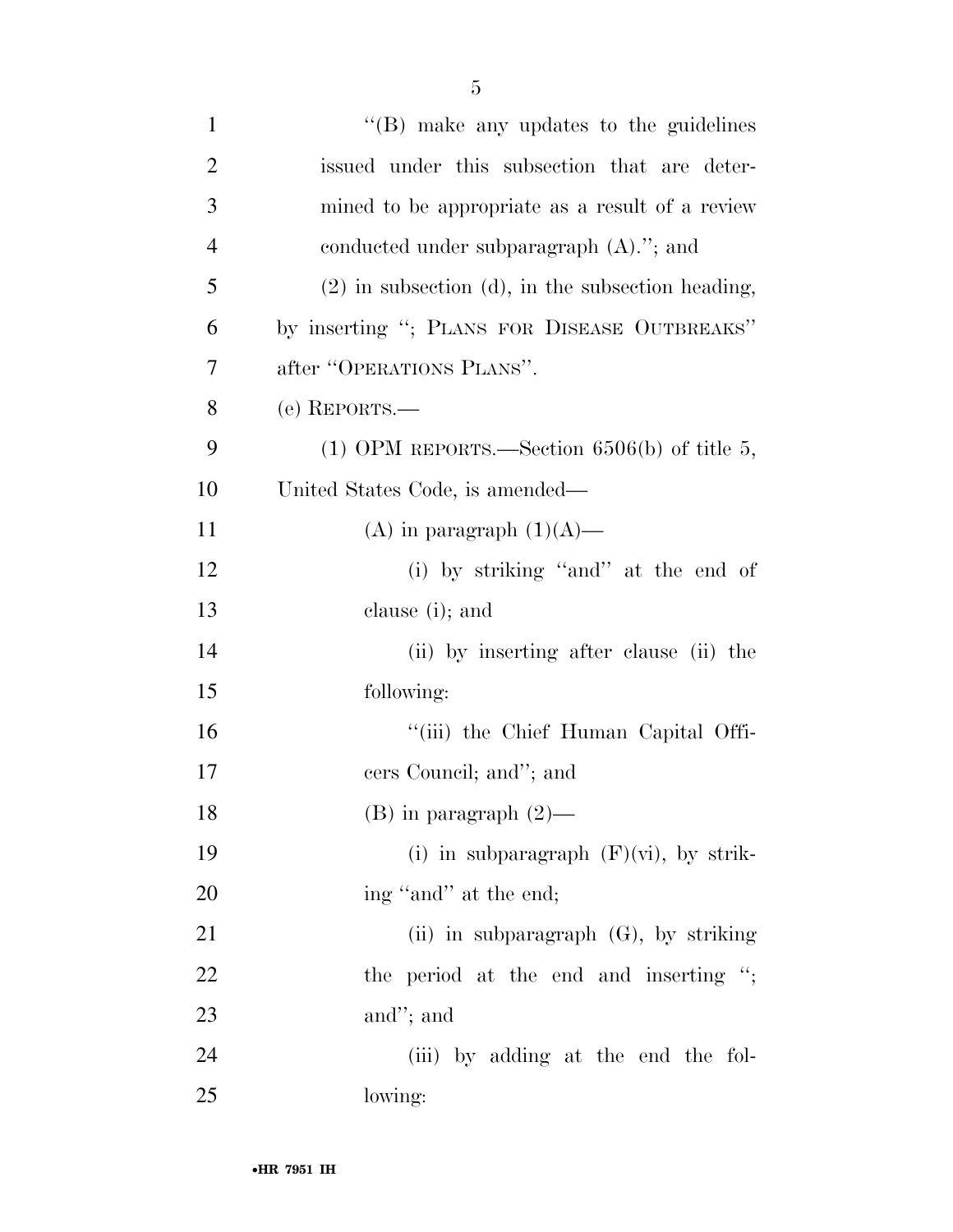"(B) make any updates to the guidelines issued under this subsection that are determined to be appropriate as a result of a review conducted under subparagraph (A)."; and

(2) in subsection (d), in the subsection heading, by inserting "; PLANS FOR DISEASE OUTBREAKS" after "OPERATIONS PLANS".

(e) REPORTS.—

(1) OPM REPORTS.—Section 6506(b) of title 5, United States Code, is amended—

(A) in paragraph (1)(A)—

(i) by striking "and" at the end of clause (i); and

(ii) by inserting after clause (ii) the following:

"(iii) the Chief Human Capital Officers Council; and"; and

(B) in paragraph (2)—

(i) in subparagraph (F)(vi), by striking "and" at the end;

(ii) in subparagraph (G), by striking the period at the end and inserting "; and"; and

(iii) by adding at the end the following: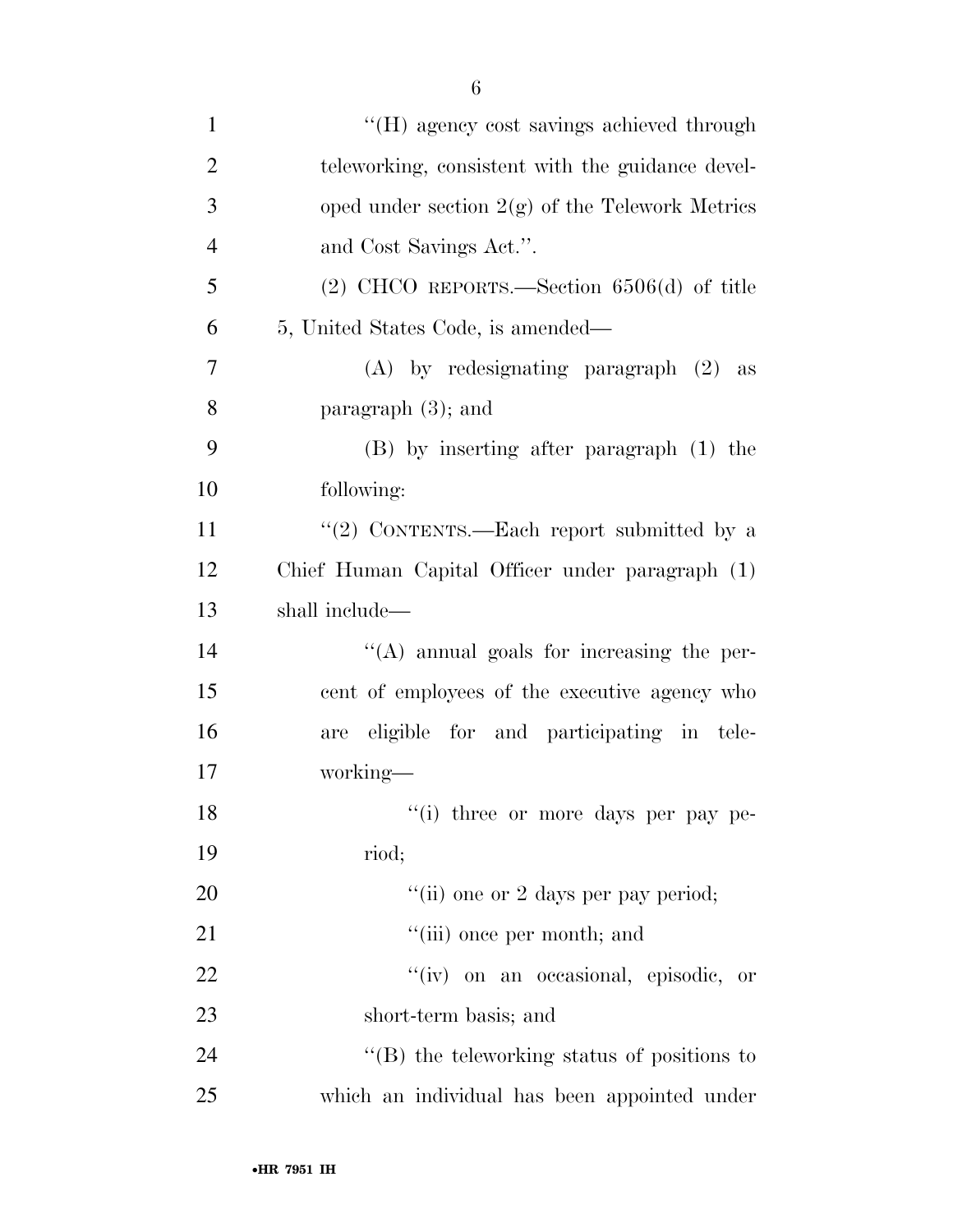"(H) agency cost savings achieved through teleworking, consistent with the guidance developed under section 2(g) of the Telework Metrics and Cost Savings Act.".

(2) CHCO REPORTS.—Section 6506(d) of title 5, United States Code, is amended—

(A) by redesignating paragraph (2) as paragraph (3); and

(B) by inserting after paragraph (1) the following:

"(2) CONTENTS.—Each report submitted by a Chief Human Capital Officer under paragraph (1) shall include—

"(A) annual goals for increasing the percent of employees of the executive agency who are eligible for and participating in teleworking—

"(i) three or more days per pay period;

"(ii) one or 2 days per pay period;

"(iii) once per month; and

"(iv) on an occasional, episodic, or short-term basis; and

"(B) the teleworking status of positions to which an individual has been appointed under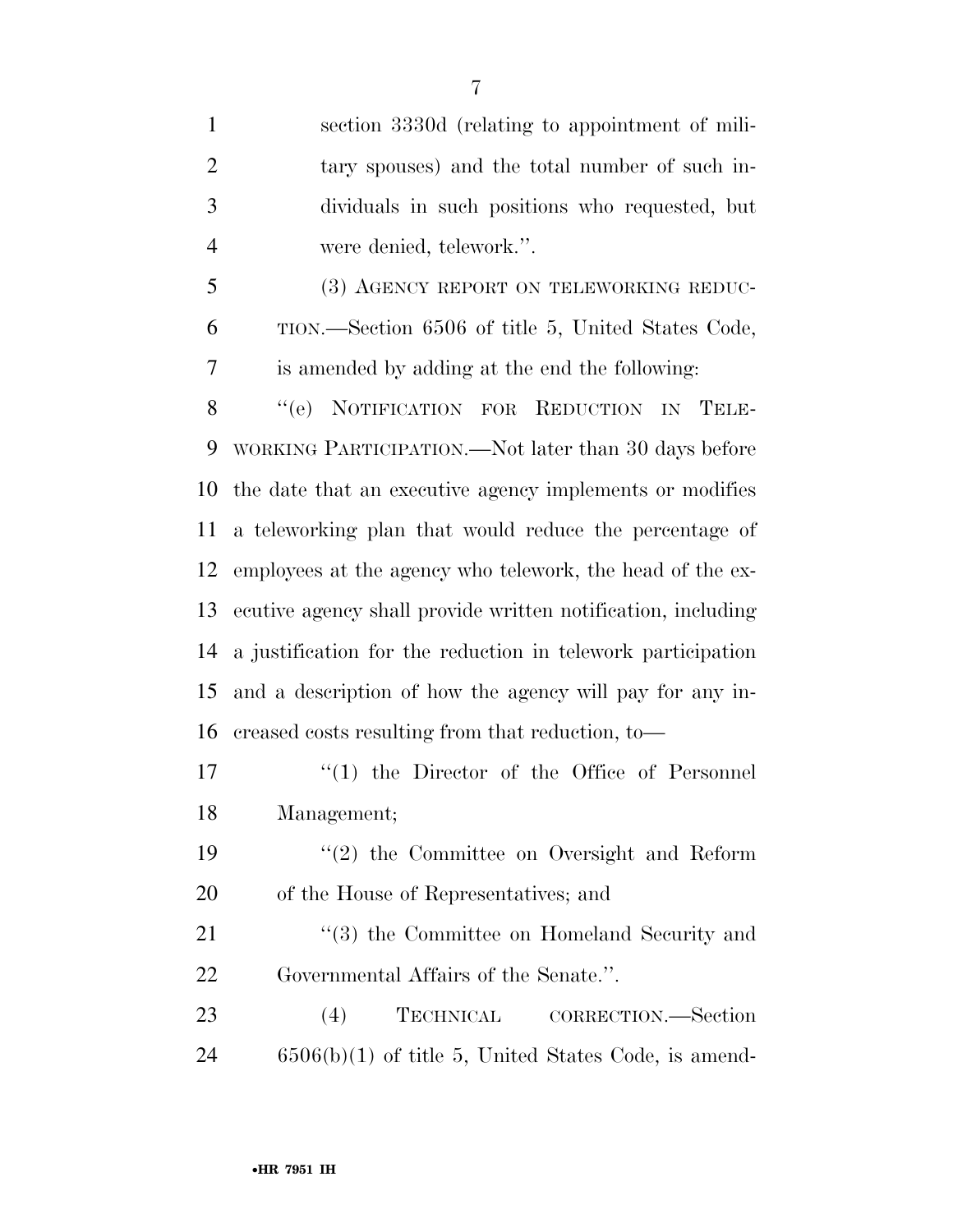section 3330d (relating to appointment of military spouses) and the total number of such individuals in such positions who requested, but were denied, telework.''.

(3) AGENCY REPORT ON TELEWORKING REDUCTION.—Section 6506 of title 5, United States Code, is amended by adding at the end the following:

''(e) NOTIFICATION FOR REDUCTION IN TELEWORKING PARTICIPATION.—Not later than 30 days before the date that an executive agency implements or modifies a teleworking plan that would reduce the percentage of employees at the agency who telework, the head of the executive agency shall provide written notification, including a justification for the reduction in telework participation and a description of how the agency will pay for any increased costs resulting from that reduction, to—

''(1) the Director of the Office of Personnel Management;

''(2) the Committee on Oversight and Reform of the House of Representatives; and

''(3) the Committee on Homeland Security and Governmental Affairs of the Senate.''.

(4) TECHNICAL CORRECTION.—Section 6506(b)(1) of title 5, United States Code, is amend-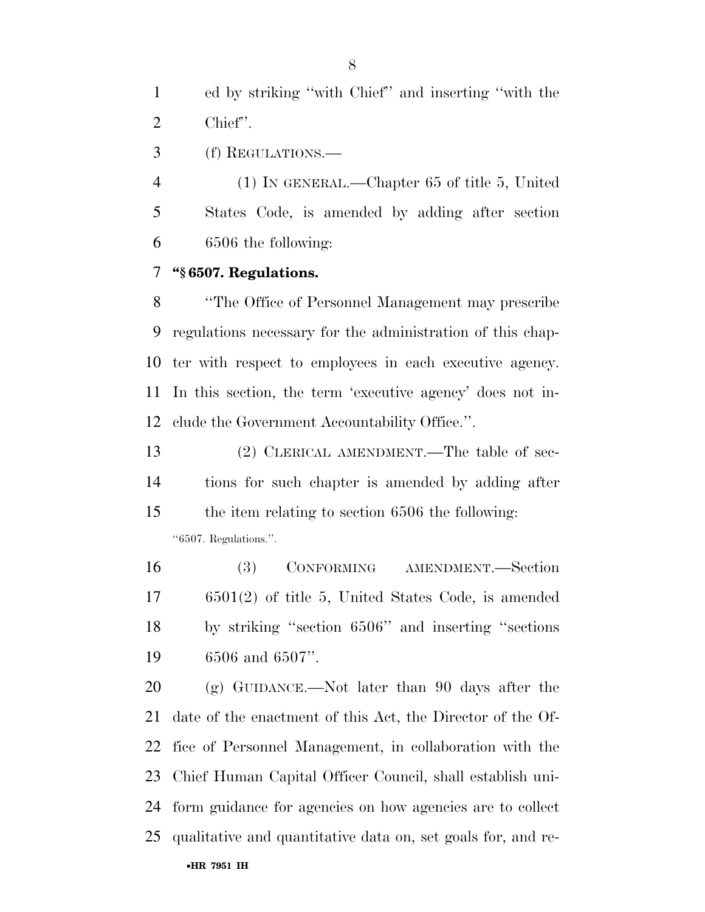ed by striking ''with Chief'' and inserting ''with the Chief''.

(f) REGULATIONS.—

(1) IN GENERAL.—Chapter 65 of title 5, United States Code, is amended by adding after section 6506 the following:

**''§ 6507. Regulations.**

''The Office of Personnel Management may prescribe regulations necessary for the administration of this chapter with respect to employees in each executive agency. In this section, the term 'executive agency' does not include the Government Accountability Office.''.

(2) CLERICAL AMENDMENT.—The table of sections for such chapter is amended by adding after the item relating to section 6506 the following:

''6507. Regulations.''.

(3) CONFORMING AMENDMENT.—Section 6501(2) of title 5, United States Code, is amended by striking ''section 6506'' and inserting ''sections 6506 and 6507''.

(g) GUIDANCE.—Not later than 90 days after the date of the enactment of this Act, the Director of the Office of Personnel Management, in collaboration with the Chief Human Capital Officer Council, shall establish uniform guidance for agencies on how agencies are to collect qualitative and quantitative data on, set goals for, and re-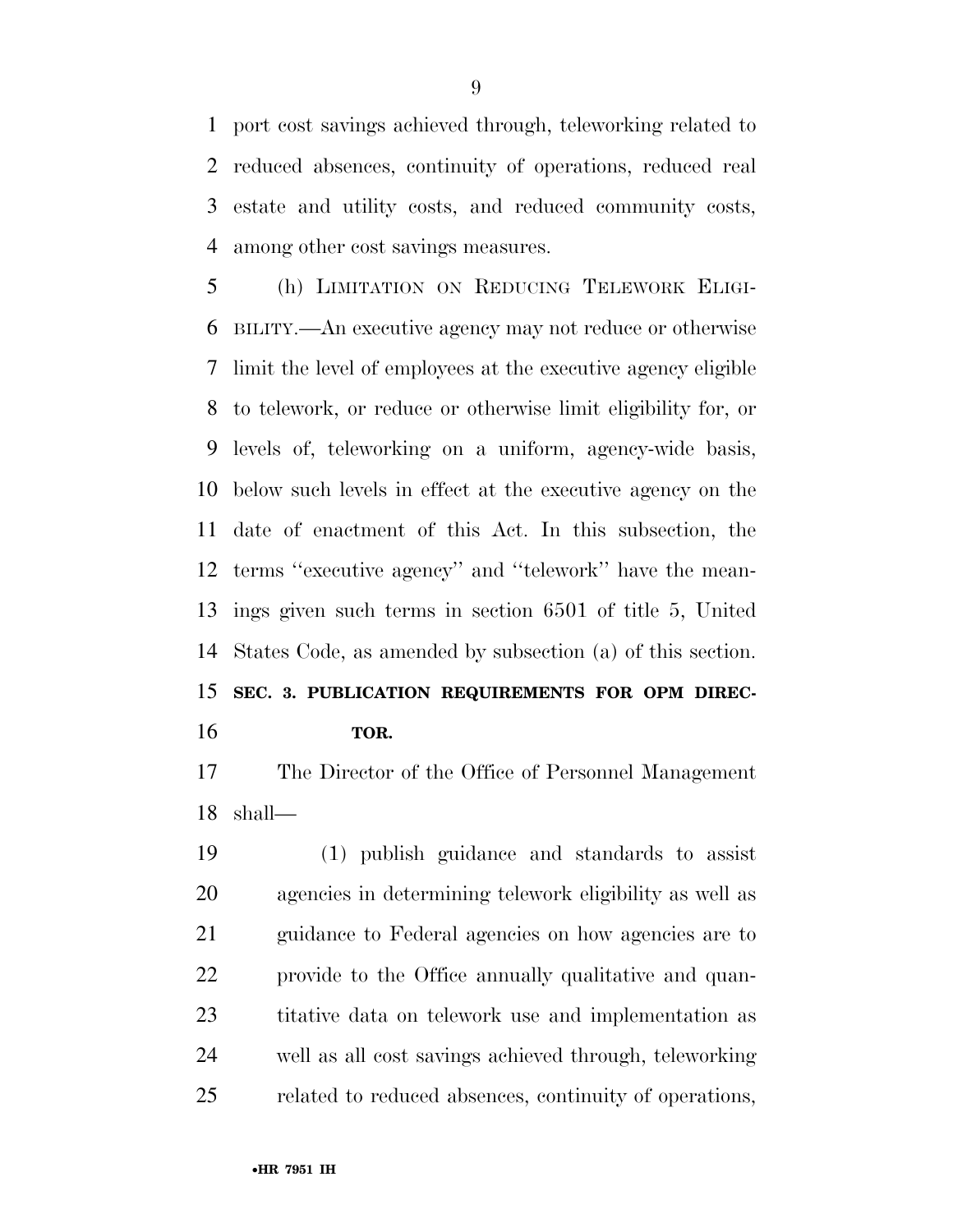port cost savings achieved through, teleworking related to reduced absences, continuity of operations, reduced real estate and utility costs, and reduced community costs, among other cost savings measures.

(h) LIMITATION ON REDUCING TELEWORK ELIGIBILITY.—An executive agency may not reduce or otherwise limit the level of employees at the executive agency eligible to telework, or reduce or otherwise limit eligibility for, or levels of, teleworking on a uniform, agency-wide basis, below such levels in effect at the executive agency on the date of enactment of this Act. In this subsection, the terms ''executive agency'' and ''telework'' have the meanings given such terms in section 6501 of title 5, United States Code, as amended by subsection (a) of this section.

**SEC. 3. PUBLICATION REQUIREMENTS FOR OPM DIRECTOR.**

The Director of the Office of Personnel Management shall—

(1) publish guidance and standards to assist agencies in determining telework eligibility as well as guidance to Federal agencies on how agencies are to provide to the Office annually qualitative and quantitative data on telework use and implementation as well as all cost savings achieved through, teleworking related to reduced absences, continuity of operations,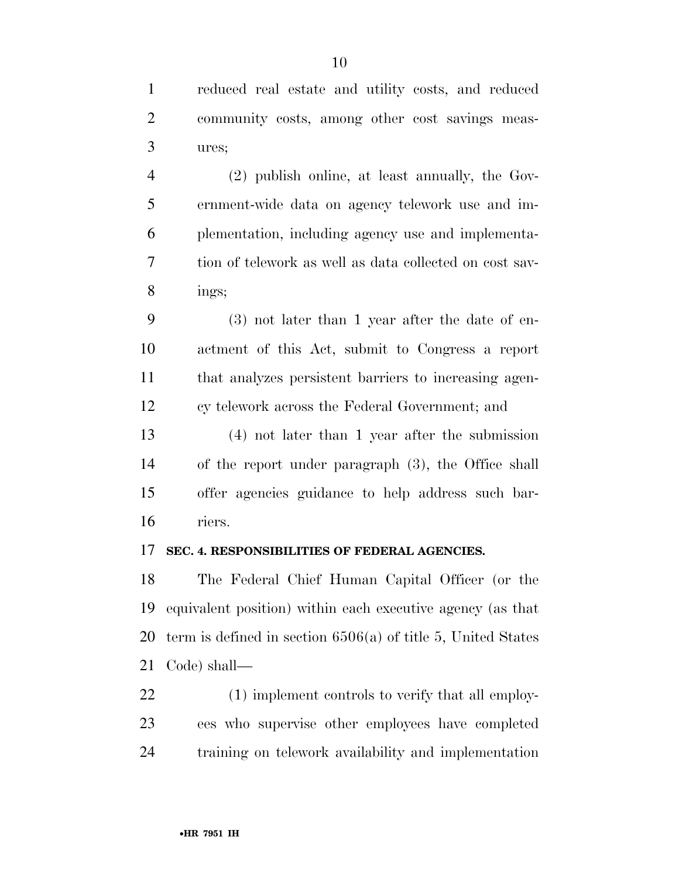reduced real estate and utility costs, and reduced community costs, among other cost savings measures;

(2) publish online, at least annually, the Government-wide data on agency telework use and implementation, including agency use and implementation of telework as well as data collected on cost savings;

(3) not later than 1 year after the date of enactment of this Act, submit to Congress a report that analyzes persistent barriers to increasing agency telework across the Federal Government; and

(4) not later than 1 year after the submission of the report under paragraph (3), the Office shall offer agencies guidance to help address such barriers.

**SEC. 4. RESPONSIBILITIES OF FEDERAL AGENCIES.**

The Federal Chief Human Capital Officer (or the equivalent position) within each executive agency (as that term is defined in section 6506(a) of title 5, United States Code) shall—

(1) implement controls to verify that all employees who supervise other employees have completed training on telework availability and implementation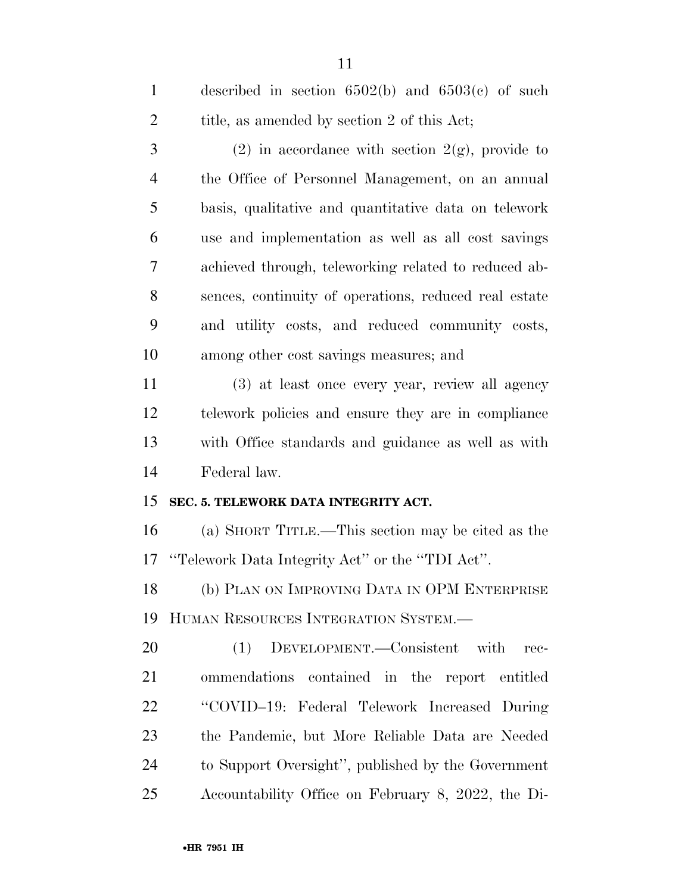described in section 6502(b) and 6503(c) of such title, as amended by section 2 of this Act;

(2) in accordance with section 2(g), provide to the Office of Personnel Management, on an annual basis, qualitative and quantitative data on telework use and implementation as well as all cost savings achieved through, teleworking related to reduced absences, continuity of operations, reduced real estate and utility costs, and reduced community costs, among other cost savings measures; and

(3) at least once every year, review all agency telework policies and ensure they are in compliance with Office standards and guidance as well as with Federal law.

**SEC. 5. TELEWORK DATA INTEGRITY ACT.**

(a) SHORT TITLE.—This section may be cited as the ''Telework Data Integrity Act'' or the ''TDI Act''.

(b) PLAN ON IMPROVING DATA IN OPM ENTERPRISE HUMAN RESOURCES INTEGRATION SYSTEM.—

(1) DEVELOPMENT.—Consistent with recommendations contained in the report entitled ''COVID–19: Federal Telework Increased During the Pandemic, but More Reliable Data are Needed to Support Oversight'', published by the Government Accountability Office on February 8, 2022, the Di-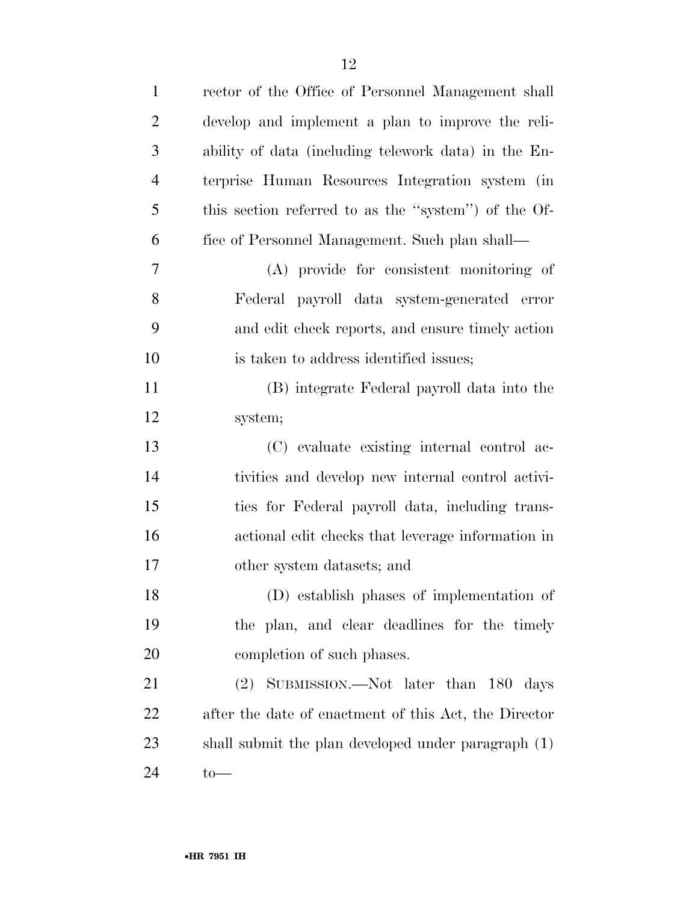rector of the Office of Personnel Management shall develop and implement a plan to improve the reliability of data (including telework data) in the Enterprise Human Resources Integration system (in this section referred to as the ''system'') of the Office of Personnel Management. Such plan shall—

(A) provide for consistent monitoring of Federal payroll data system-generated error and edit check reports, and ensure timely action is taken to address identified issues;

(B) integrate Federal payroll data into the system;

(C) evaluate existing internal control activities and develop new internal control activities for Federal payroll data, including transactional edit checks that leverage information in other system datasets; and

(D) establish phases of implementation of the plan, and clear deadlines for the timely completion of such phases.

(2) SUBMISSION.—Not later than 180 days after the date of enactment of this Act, the Director shall submit the plan developed under paragraph (1) to—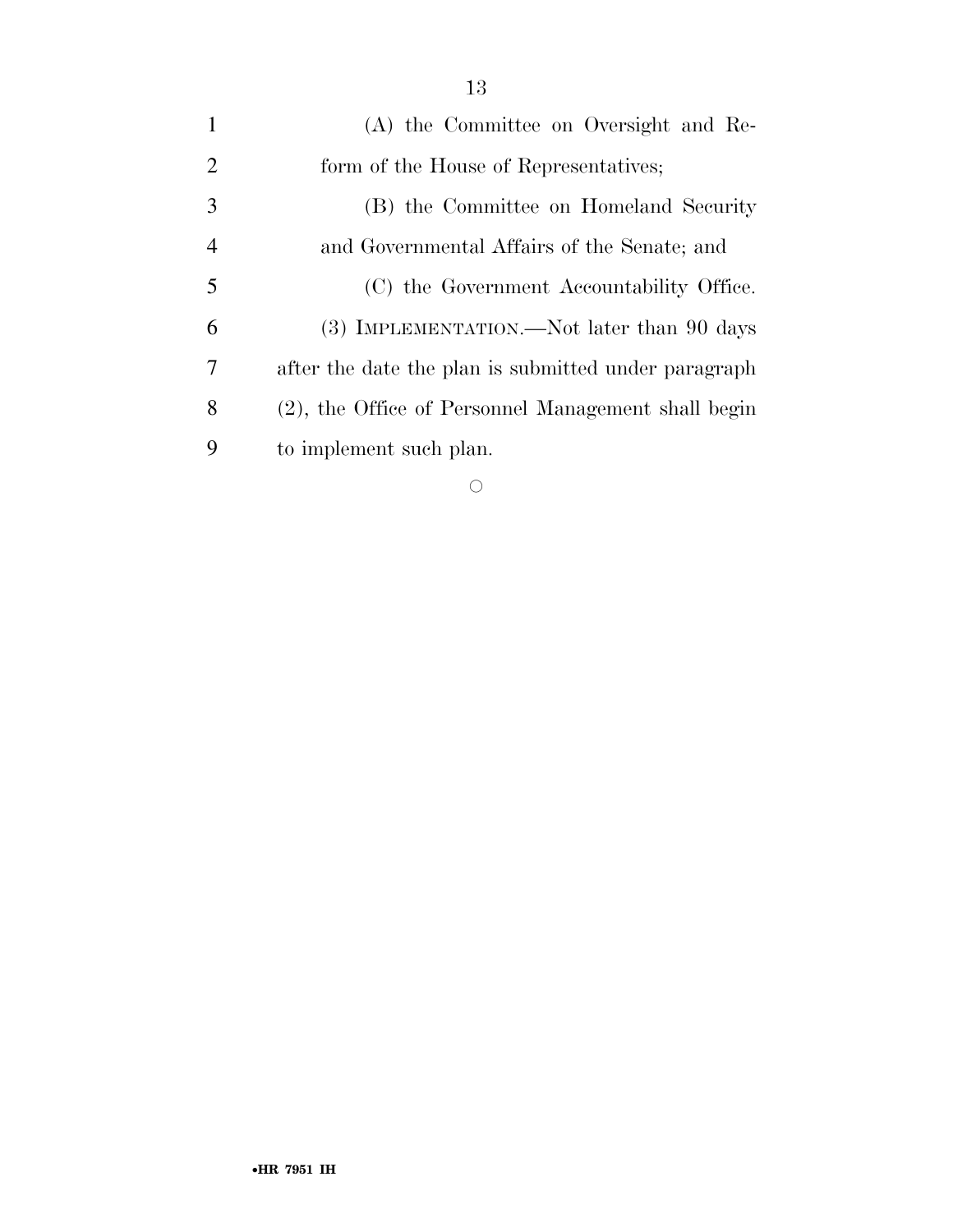(A) the Committee on Oversight and Reform of the House of Representatives;

(B) the Committee on Homeland Security and Governmental Affairs of the Senate; and

(C) the Government Accountability Office.

(3) IMPLEMENTATION.—Not later than 90 days after the date the plan is submitted under paragraph (2), the Office of Personnel Management shall begin to implement such plan.

○